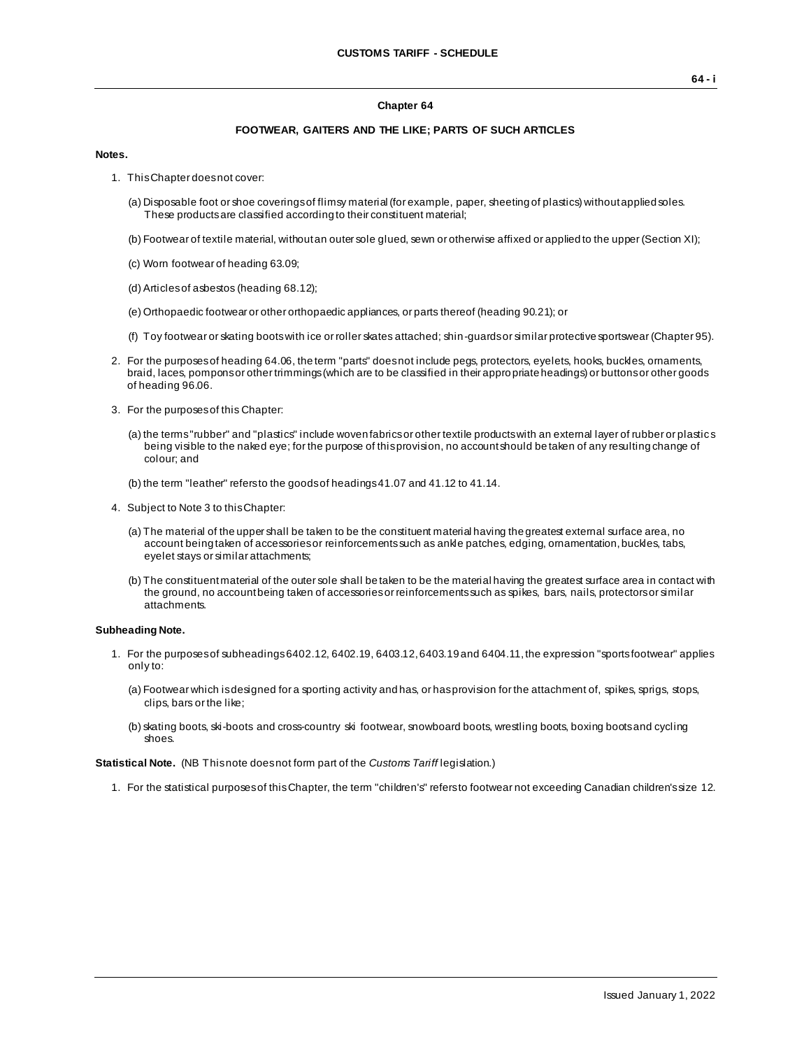## Chapter 64

### FOOTWEAR, GAITERS AND THE LIKE; PARTS OF SUCH ARTICLES

**Notes.**

1. This Chapter does not cover:

   (a) Disposable foot or shoe coverings of flimsy material (for example, paper, sheeting of plastics) without applied soles. These products are classified according to their constituent material;

   (b) Footwear of textile material, without an outer sole glued, sewn or otherwise affixed or applied to the upper (Section XI);

   (c) Worn footwear of heading 63.09;

   (d) Articles of asbestos (heading 68.12);

   (e) Orthopaedic footwear or other orthopaedic appliances, or parts thereof (heading 90.21); or

   (f) Toy footwear or skating boots with ice or roller skates attached; shin-guards or similar protective sportswear (Chapter 95).

2. For the purposes of heading 64.06, the term "parts" does not include pegs, protectors, eyelets, hooks, buckles, ornaments, braid, laces, pompons or other trimmings (which are to be classified in their appropriate headings) or buttons or other goods of heading 96.06.

3. For the purposes of this Chapter:

   (a) the terms "rubber" and "plastics" include woven fabrics or other textile products with an external layer of rubber or plastics being visible to the naked eye; for the purpose of this provision, no account should be taken of any resulting change of colour; and

   (b) the term "leather" refers to the goods of headings 41.07 and 41.12 to 41.14.

4. Subject to Note 3 to this Chapter:

   (a) The material of the upper shall be taken to be the constituent material having the greatest external surface area, no account being taken of accessories or reinforcements such as ankle patches, edging, ornamentation, buckles, tabs, eyelet stays or similar attachments;

   (b) The constituent material of the outer sole shall be taken to be the material having the greatest surface area in contact with the ground, no account being taken of accessories or reinforcements such as spikes, bars, nails, protectors or similar attachments.

**Subheading Note.**

1. For the purposes of subheadings 6402.12, 6402.19, 6403.12, 6403.19 and 6404.11, the expression "sports footwear" applies only to:

   (a) Footwear which is designed for a sporting activity and has, or has provision for the attachment of, spikes, sprigs, stops, clips, bars or the like;

   (b) skating boots, ski-boots and cross-country ski footwear, snowboard boots, wrestling boots, boxing boots and cycling shoes.

**Statistical Note.** (NB This note does not form part of the *Customs Tariff* legislation.)

1. For the statistical purposes of this Chapter, the term "children's" refers to footwear not exceeding Canadian children's size 12.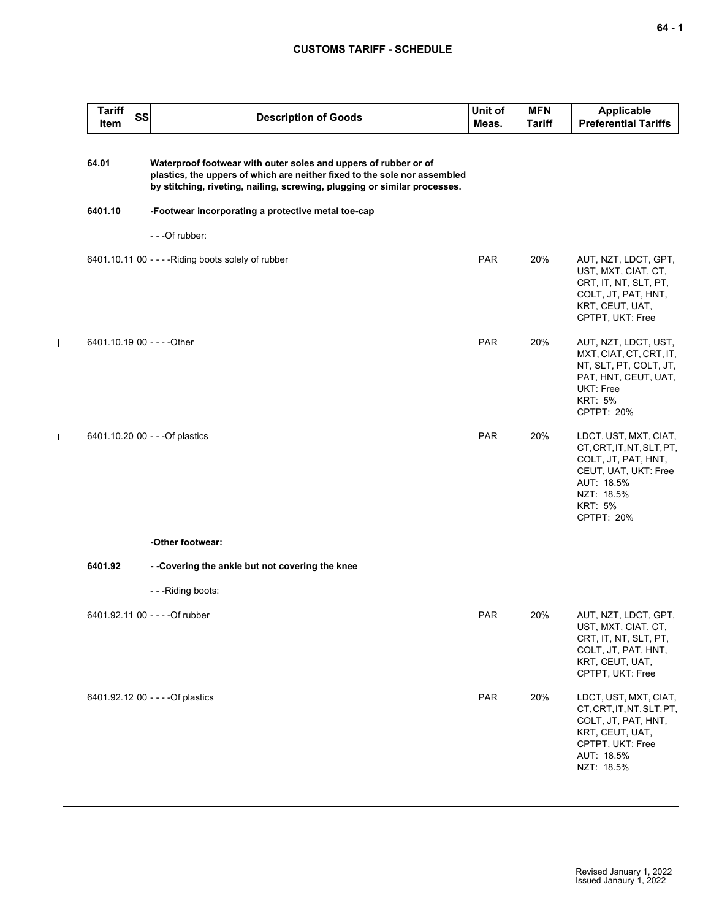| Tariff Item | SS | Description of Goods | Unit of Meas. | MFN Tariff | Applicable Preferential Tariffs |
|---|---|---|---|---|---|
| 64.01 | | **Waterproof footwear with outer soles and uppers of rubber or of plastics, the uppers of which are neither fixed to the sole nor assembled by stitching, riveting, nailing, screwing, plugging or similar processes.** | | | |
| 6401.10 | | **-Footwear incorporating a protective metal toe-cap** | | | |
| | | ---Of rubber: | | | |
| 6401.10.11 | 00 | ----Riding boots solely of rubber | PAR | 20% | AUT, NZT, LDCT, GPT, UST, MXT, CIAT, CT, CRT, IT, NT, SLT, PT, COLT, JT, PAT, HNT, KRT, CEUT, UAT, CPTPT, UKT: Free |
| 6401.10.19 | 00 | ----Other | PAR | 20% | AUT, NZT, LDCT, UST, MXT, CIAT, CT, CRT, IT, NT, SLT, PT, COLT, JT, PAT, HNT, CEUT, UAT, UKT: Free<br>KRT: 5%<br>CPTPT: 20% |
| 6401.10.20 | 00 | ---Of plastics | PAR | 20% | LDCT, UST, MXT, CIAT, CT, CRT, IT, NT, SLT, PT, COLT, JT, PAT, HNT, CEUT, UAT, UKT: Free<br>AUT: 18.5%<br>NZT: 18.5%<br>KRT: 5%<br>CPTPT: 20% |
| | | **-Other footwear:** | | | |
| 6401.92 | | **--Covering the ankle but not covering the knee** | | | |
| | | ---Riding boots: | | | |
| 6401.92.11 | 00 | ----Of rubber | PAR | 20% | AUT, NZT, LDCT, GPT, UST, MXT, CIAT, CT, CRT, IT, NT, SLT, PT, COLT, JT, PAT, HNT, KRT, CEUT, UAT, CPTPT, UKT: Free |
| 6401.92.12 | 00 | ----Of plastics | PAR | 20% | LDCT, UST, MXT, CIAT, CT, CRT, IT, NT, SLT, PT, COLT, JT, PAT, HNT, KRT, CEUT, UAT, CPTPT, UKT: Free<br>AUT: 18.5%<br>NZT: 18.5% |

Revised January 1, 2022
Issued Janaury 1, 2022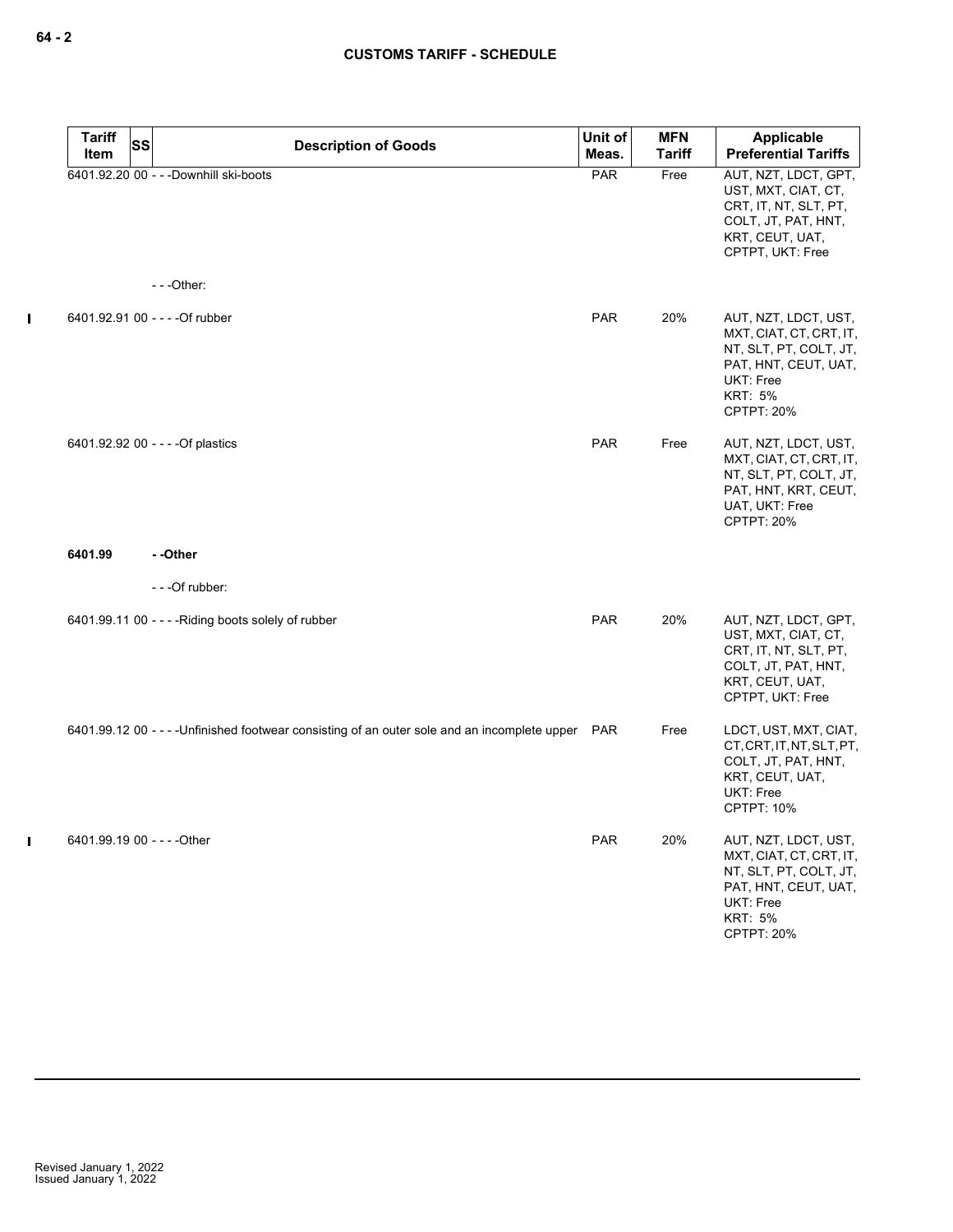| Tariff Item | SS | Description of Goods | Unit of Meas. | MFN Tariff | Applicable Preferential Tariffs |
|---|---|---|---|---|---|
| 6401.92.20 | 00 | - - -Downhill ski-boots | PAR | Free | AUT, NZT, LDCT, GPT, UST, MXT, CIAT, CT, CRT, IT, NT, SLT, PT, COLT, JT, PAT, HNT, KRT, CEUT, UAT, CPTPT, UKT: Free |
| | | - - -Other: | | | |
| 6401.92.91 | 00 | - - - -Of rubber | PAR | 20% | AUT, NZT, LDCT, UST, MXT, CIAT, CT, CRT, IT, NT, SLT, PT, COLT, JT, PAT, HNT, CEUT, UAT, UKT: Free<br>KRT: 5%<br>CPTPT: 20% |
| 6401.92.92 | 00 | - - - -Of plastics | PAR | Free | AUT, NZT, LDCT, UST, MXT, CIAT, CT, CRT, IT, NT, SLT, PT, COLT, JT, PAT, HNT, KRT, CEUT, UAT, UKT: Free<br>CPTPT: 20% |
| **6401.99** | | **- -Other** | | | |
| | | - - -Of rubber: | | | |
| 6401.99.11 | 00 | - - - -Riding boots solely of rubber | PAR | 20% | AUT, NZT, LDCT, GPT, UST, MXT, CIAT, CT, CRT, IT, NT, SLT, PT, COLT, JT, PAT, HNT, KRT, CEUT, UAT, CPTPT, UKT: Free |
| 6401.99.12 | 00 | - - - -Unfinished footwear consisting of an outer sole and an incomplete upper | PAR | Free | LDCT, UST, MXT, CIAT, CT, CRT, IT, NT, SLT, PT, COLT, JT, PAT, HNT, KRT, CEUT, UAT, UKT: Free<br>CPTPT: 10% |
| 6401.99.19 | 00 | - - - -Other | PAR | 20% | AUT, NZT, LDCT, UST, MXT, CIAT, CT, CRT, IT, NT, SLT, PT, COLT, JT, PAT, HNT, CEUT, UAT, UKT: Free<br>KRT: 5%<br>CPTPT: 20% |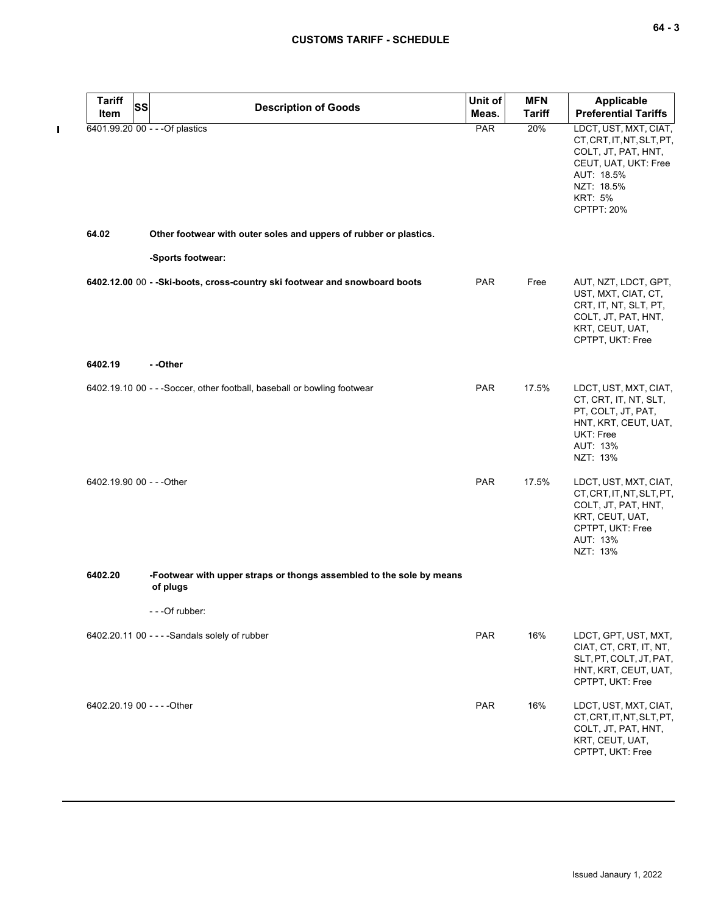| Tariff Item | SS | Description of Goods | Unit of Meas. | MFN Tariff | Applicable Preferential Tariffs |
|---|---|---|---|---|---|
| 6401.99.20 | 00 | - - -Of plastics | PAR | 20% | LDCT, UST, MXT, CIAT, CT, CRT, IT, NT, SLT, PT, COLT, JT, PAT, HNT, CEUT, UAT, UKT: Free<br>AUT: 18.5%<br>NZT: 18.5%<br>KRT: 5%<br>CPTPT: 20% |
| **64.02** | | **Other footwear with outer soles and uppers of rubber or plastics.** | | | |
| | | **-Sports footwear:** | | | |
| **6402.12.00** | 00 | **- -Ski-boots, cross-country ski footwear and snowboard boots** | PAR | Free | AUT, NZT, LDCT, GPT, UST, MXT, CIAT, CT, CRT, IT, NT, SLT, PT, COLT, JT, PAT, HNT, KRT, CEUT, UAT, CPTPT, UKT: Free |
| **6402.19** | | **- -Other** | | | |
| 6402.19.10 | 00 | - - -Soccer, other football, baseball or bowling footwear | PAR | 17.5% | LDCT, UST, MXT, CIAT, CT, CRT, IT, NT, SLT, PT, COLT, JT, PAT, HNT, KRT, CEUT, UAT, UKT: Free<br>AUT: 13%<br>NZT: 13% |
| 6402.19.90 | 00 | - - -Other | PAR | 17.5% | LDCT, UST, MXT, CIAT, CT, CRT, IT, NT, SLT, PT, COLT, JT, PAT, HNT, KRT, CEUT, UAT, CPTPT, UKT: Free<br>AUT: 13%<br>NZT: 13% |
| **6402.20** | | **-Footwear with upper straps or thongs assembled to the sole by means of plugs** | | | |
| | | - - -Of rubber: | | | |
| 6402.20.11 | 00 | - - - -Sandals solely of rubber | PAR | 16% | LDCT, GPT, UST, MXT, CIAT, CT, CRT, IT, NT, SLT, PT, COLT, JT, PAT, HNT, KRT, CEUT, UAT, CPTPT, UKT: Free |
| 6402.20.19 | 00 | - - - -Other | PAR | 16% | LDCT, UST, MXT, CIAT, CT, CRT, IT, NT, SLT, PT, COLT, JT, PAT, HNT, KRT, CEUT, UAT, CPTPT, UKT: Free |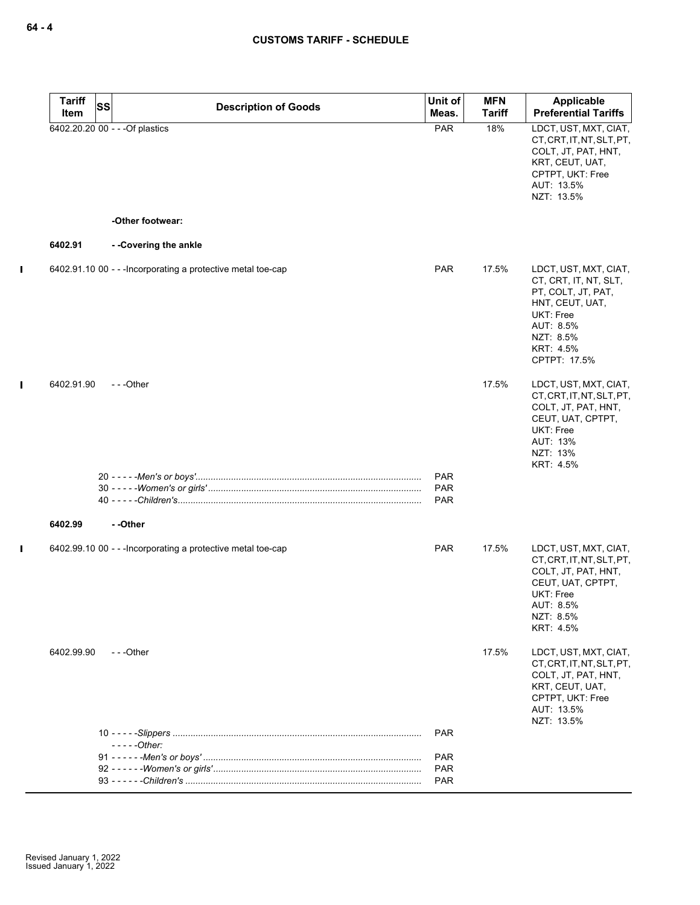| Tariff Item | SS | Description of Goods | Unit of Meas. | MFN Tariff | Applicable Preferential Tariffs |
|---|---|---|---|---|---|
| 6402.20.20 | 00 | - - -Of plastics | PAR | 18% | LDCT, UST, MXT, CIAT, CT, CRT, IT, NT, SLT, PT, COLT, JT, PAT, HNT, KRT, CEUT, UAT, CPTPT, UKT: Free<br>AUT: 13.5%<br>NZT: 13.5% |
| | | **-Other footwear:** | | | |
| **6402.91** | | **- -Covering the ankle** | | | |
| 6402.91.10 | 00 | - - -Incorporating a protective metal toe-cap | PAR | 17.5% | LDCT, UST, MXT, CIAT, CT, CRT, IT, NT, SLT, PT, COLT, JT, PAT, HNT, CEUT, UAT, UKT: Free<br>AUT: 8.5%<br>NZT: 8.5%<br>KRT: 4.5%<br>CPTPT: 17.5% |
| 6402.91.90 | | - - -Other | | 17.5% | LDCT, UST, MXT, CIAT, CT, CRT, IT, NT, SLT, PT, COLT, JT, PAT, HNT, CEUT, UAT, CPTPT, UKT: Free<br>AUT: 13%<br>NZT: 13%<br>KRT: 4.5% |
| | 20 | - - - - -*Men's or boys'* | PAR | | |
| | 30 | - - - - -*Women's or girls'* | PAR | | |
| | 40 | - - - - -*Children's* | PAR | | |
| **6402.99** | | **- -Other** | | | |
| 6402.99.10 | 00 | - - -Incorporating a protective metal toe-cap | PAR | 17.5% | LDCT, UST, MXT, CIAT, CT, CRT, IT, NT, SLT, PT, COLT, JT, PAT, HNT, CEUT, UAT, CPTPT, UKT: Free<br>AUT: 8.5%<br>NZT: 8.5%<br>KRT: 4.5% |
| 6402.99.90 | | - - -Other | | 17.5% | LDCT, UST, MXT, CIAT, CT, CRT, IT, NT, SLT, PT, COLT, JT, PAT, HNT, KRT, CEUT, UAT, CPTPT, UKT: Free<br>AUT: 13.5%<br>NZT: 13.5% |
| | 10 | - - - - -*Slippers* | PAR | | |
| | | - - - - -*Other:* | | | |
| | 91 | - - - - - -*Men's or boys'* | PAR | | |
| | 92 | - - - - - -*Women's or girls'* | PAR | | |
| | 93 | - - - - - -*Children's* | PAR | | |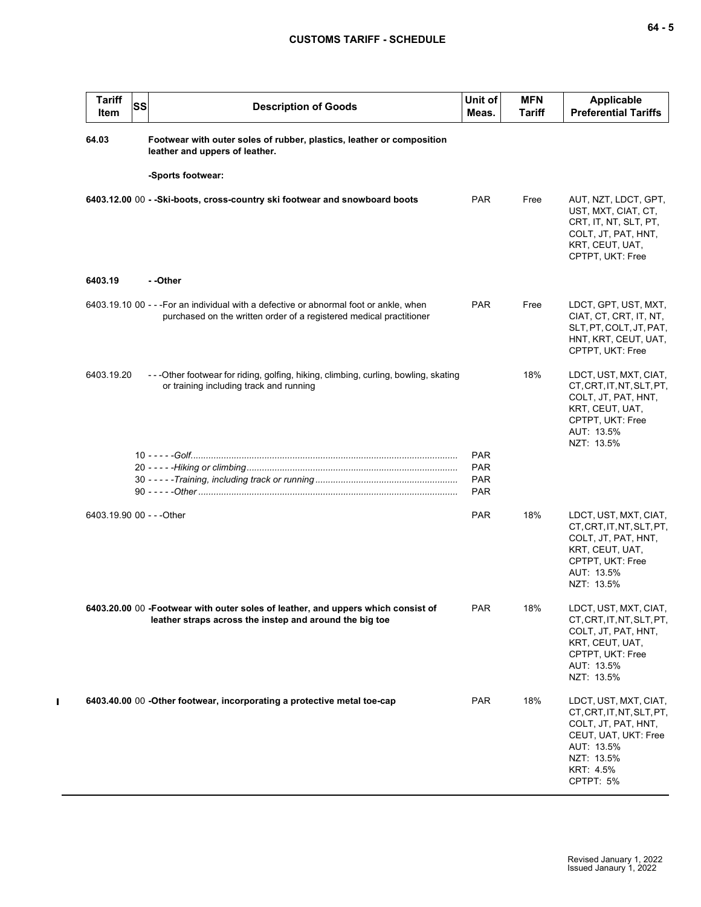| Tariff Item | SS | Description of Goods | Unit of Meas. | MFN Tariff | Applicable Preferential Tariffs |
|---|---|---|---|---|---|
| **64.03** | | **Footwear with outer soles of rubber, plastics, leather or composition leather and uppers of leather.** | | | |
| | | **-Sports footwear:** | | | |
| **6403.12.00** | 00 | **- -Ski-boots, cross-country ski footwear and snowboard boots** | PAR | Free | AUT, NZT, LDCT, GPT, UST, MXT, CIAT, CT, CRT, IT, NT, SLT, PT, COLT, JT, PAT, HNT, KRT, CEUT, UAT, CPTPT, UKT: Free |
| **6403.19** | | **- -Other** | | | |
| 6403.19.10 | 00 | - - -For an individual with a defective or abnormal foot or ankle, when purchased on the written order of a registered medical practitioner | PAR | Free | LDCT, GPT, UST, MXT, CIAT, CT, CRT, IT, NT, SLT, PT, COLT, JT, PAT, HNT, KRT, CEUT, UAT, CPTPT, UKT: Free |
| 6403.19.20 | | - - -Other footwear for riding, golfing, hiking, climbing, curling, bowling, skating or training including track and running | | 18% | LDCT, UST, MXT, CIAT, CT, CRT, IT, NT, SLT, PT, COLT, JT, PAT, HNT, KRT, CEUT, UAT, CPTPT, UKT: Free<br>AUT: 13.5%<br>NZT: 13.5% |
| | 10 | - - - - -*Golf* | PAR | | |
| | 20 | - - - - -*Hiking or climbing* | PAR | | |
| | 30 | - - - - -*Training, including track or running* | PAR | | |
| | 90 | - - - - -*Other* | PAR | | |
| 6403.19.90 | 00 | - - -Other | PAR | 18% | LDCT, UST, MXT, CIAT, CT, CRT, IT, NT, SLT, PT, COLT, JT, PAT, HNT, KRT, CEUT, UAT, CPTPT, UKT: Free<br>AUT: 13.5%<br>NZT: 13.5% |
| **6403.20.00** | 00 | **-Footwear with outer soles of leather, and uppers which consist of leather straps across the instep and around the big toe** | PAR | 18% | LDCT, UST, MXT, CIAT, CT, CRT, IT, NT, SLT, PT, COLT, JT, PAT, HNT, KRT, CEUT, UAT, CPTPT, UKT: Free<br>AUT: 13.5%<br>NZT: 13.5% |
| **6403.40.00** | 00 | **-Other footwear, incorporating a protective metal toe-cap** | PAR | 18% | LDCT, UST, MXT, CIAT, CT, CRT, IT, NT, SLT, PT, COLT, JT, PAT, HNT, CEUT, UAT, UKT: Free<br>AUT: 13.5%<br>NZT: 13.5%<br>KRT: 4.5%<br>CPTPT: 5% |

Revised January 1, 2022
Issued Janaury 1, 2022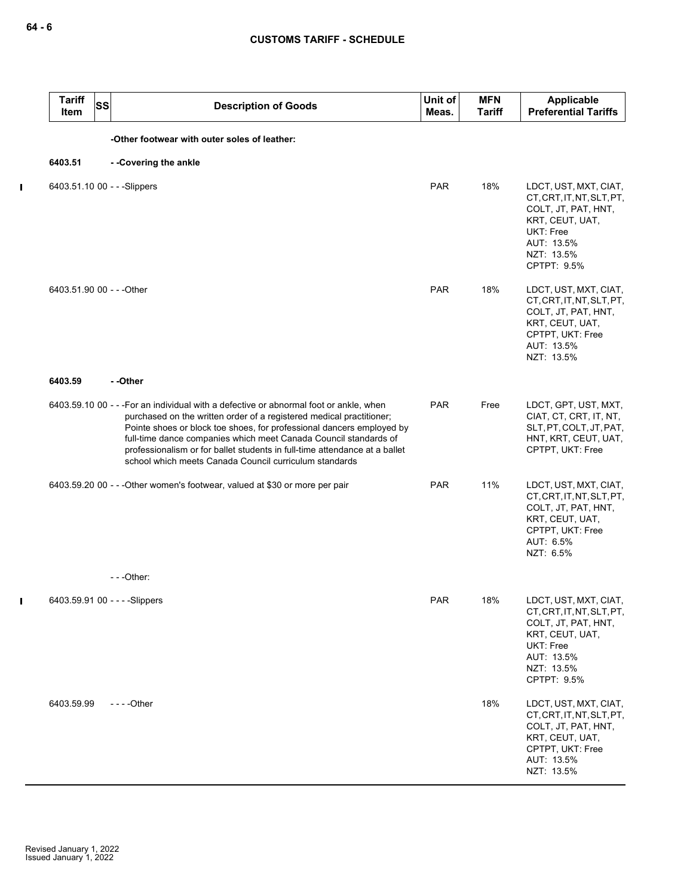| Tariff Item | SS | Description of Goods | Unit of Meas. | MFN Tariff | Applicable Preferential Tariffs |
|---|---|---|---|---|---|
| | | -Other footwear with outer soles of leather: | | | |
| 6403.51 | | - -Covering the ankle | | | |
| 6403.51.10 | 00 | - - -Slippers | PAR | 18% | LDCT, UST, MXT, CIAT, CT, CRT, IT, NT, SLT, PT, COLT, JT, PAT, HNT, KRT, CEUT, UAT, UKT: Free<br>AUT: 13.5%<br>NZT: 13.5%<br>CPTPT: 9.5% |
| 6403.51.90 | 00 | - - -Other | PAR | 18% | LDCT, UST, MXT, CIAT, CT, CRT, IT, NT, SLT, PT, COLT, JT, PAT, HNT, KRT, CEUT, UAT, CPTPT, UKT: Free<br>AUT: 13.5%<br>NZT: 13.5% |
| 6403.59 | | - -Other | | | |
| 6403.59.10 | 00 | - - -For an individual with a defective or abnormal foot or ankle, when purchased on the written order of a registered medical practitioner; Pointe shoes or block toe shoes, for professional dancers employed by full-time dance companies which meet Canada Council standards of professionalism or for ballet students in full-time attendance at a ballet school which meets Canada Council curriculum standards | PAR | Free | LDCT, GPT, UST, MXT, CIAT, CT, CRT, IT, NT, SLT, PT, COLT, JT, PAT, HNT, KRT, CEUT, UAT, CPTPT, UKT: Free |
| 6403.59.20 | 00 | - - -Other women's footwear, valued at $30 or more per pair | PAR | 11% | LDCT, UST, MXT, CIAT, CT, CRT, IT, NT, SLT, PT, COLT, JT, PAT, HNT, KRT, CEUT, UAT, CPTPT, UKT: Free<br>AUT: 6.5%<br>NZT: 6.5% |
| | | - - -Other: | | | |
| 6403.59.91 | 00 | - - - -Slippers | PAR | 18% | LDCT, UST, MXT, CIAT, CT, CRT, IT, NT, SLT, PT, COLT, JT, PAT, HNT, KRT, CEUT, UAT, UKT: Free<br>AUT: 13.5%<br>NZT: 13.5%<br>CPTPT: 9.5% |
| 6403.59.99 | | - - - -Other | | 18% | LDCT, UST, MXT, CIAT, CT, CRT, IT, NT, SLT, PT, COLT, JT, PAT, HNT, KRT, CEUT, UAT, CPTPT, UKT: Free<br>AUT: 13.5%<br>NZT: 13.5% |

Revised January 1, 2022
Issued January 1, 2022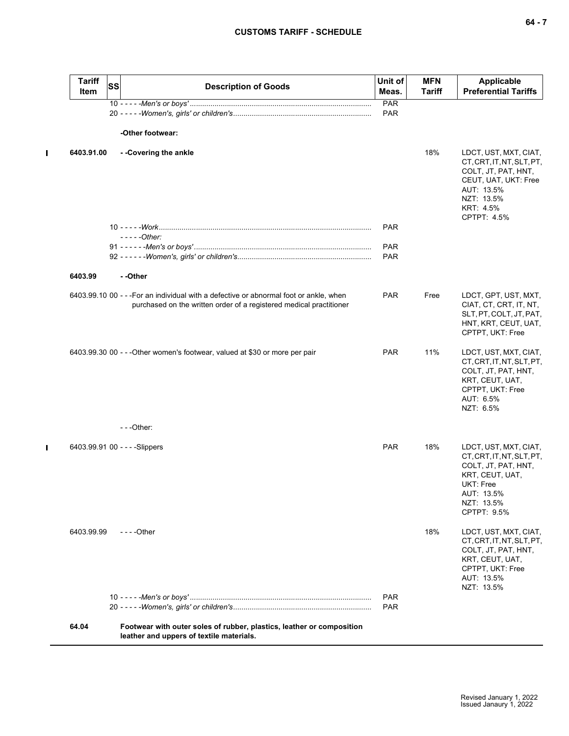| Tariff Item | SS | Description of Goods | Unit of Meas. | MFN Tariff | Applicable Preferential Tariffs |
|---|---|---|---|---|---|
| | 10 | - - - - -*Men's or boys'* | PAR | | |
| | 20 | - - - - -*Women's, girls' or children's* | PAR | | |
| | | **-Other footwear:** | | | |
| **6403.91.00** | | **- -Covering the ankle** | | 18% | LDCT, UST, MXT, CIAT, CT, CRT, IT, NT, SLT, PT, COLT, JT, PAT, HNT, CEUT, UAT, UKT: Free<br>AUT: 13.5%<br>NZT: 13.5%<br>KRT: 4.5%<br>CPTPT: 4.5% |
| | 10 | - - - - -*Work* | PAR | | |
| | | - - - - -*Other:* | | | |
| | 91 | - - - - - -*Men's or boys'* | PAR | | |
| | 92 | - - - - - -*Women's, girls' or children's* | PAR | | |
| **6403.99** | | **- -Other** | | | |
| 6403.99.10 | 00 | - - -For an individual with a defective or abnormal foot or ankle, when purchased on the written order of a registered medical practitioner | PAR | Free | LDCT, GPT, UST, MXT, CIAT, CT, CRT, IT, NT, SLT, PT, COLT, JT, PAT, HNT, KRT, CEUT, UAT, CPTPT, UKT: Free |
| 6403.99.30 | 00 | - - -Other women's footwear, valued at $30 or more per pair | PAR | 11% | LDCT, UST, MXT, CIAT, CT, CRT, IT, NT, SLT, PT, COLT, JT, PAT, HNT, KRT, CEUT, UAT, CPTPT, UKT: Free<br>AUT: 6.5%<br>NZT: 6.5% |
| | | - - -Other: | | | |
| 6403.99.91 | 00 | - - - -Slippers | PAR | 18% | LDCT, UST, MXT, CIAT, CT, CRT, IT, NT, SLT, PT, COLT, JT, PAT, HNT, KRT, CEUT, UAT, UKT: Free<br>AUT: 13.5%<br>NZT: 13.5%<br>CPTPT: 9.5% |
| 6403.99.99 | | - - - -Other | | 18% | LDCT, UST, MXT, CIAT, CT, CRT, IT, NT, SLT, PT, COLT, JT, PAT, HNT, KRT, CEUT, UAT, CPTPT, UKT: Free<br>AUT: 13.5%<br>NZT: 13.5% |
| | 10 | - - - - -*Men's or boys'* | PAR | | |
| | 20 | - - - - -*Women's, girls' or children's* | PAR | | |
| **64.04** | | **Footwear with outer soles of rubber, plastics, leather or composition leather and uppers of textile materials.** | | | |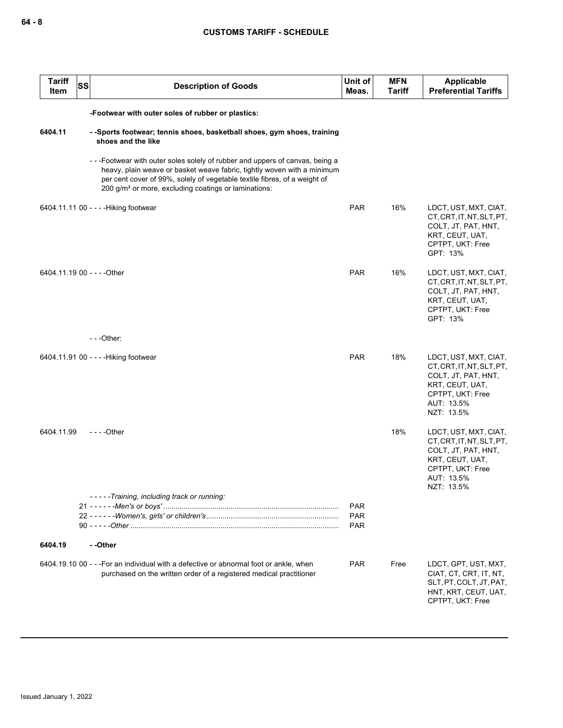| Tariff Item | SS | Description of Goods | Unit of Meas. | MFN Tariff | Applicable Preferential Tariffs |
|---|---|---|---|---|---|
| | | -Footwear with outer soles of rubber or plastics: | | | |
| 6404.11 | | - -Sports footwear; tennis shoes, basketball shoes, gym shoes, training shoes and the like | | | |
| | | - - -Footwear with outer soles solely of rubber and uppers of canvas, being a heavy, plain weave or basket weave fabric, tightly woven with a minimum per cent cover of 99%, solely of vegetable textile fibres, of a weight of 200 g/m² or more, excluding coatings or laminations: | | | |
| 6404.11.11 | 00 | - - - -Hiking footwear | PAR | 16% | LDCT, UST, MXT, CIAT, CT, CRT, IT, NT, SLT, PT, COLT, JT, PAT, HNT, KRT, CEUT, UAT, CPTPT, UKT: Free<br>GPT: 13% |
| 6404.11.19 | 00 | - - - -Other | PAR | 16% | LDCT, UST, MXT, CIAT, CT, CRT, IT, NT, SLT, PT, COLT, JT, PAT, HNT, KRT, CEUT, UAT, CPTPT, UKT: Free<br>GPT: 13% |
| | | - - -Other: | | | |
| 6404.11.91 | 00 | - - - -Hiking footwear | PAR | 18% | LDCT, UST, MXT, CIAT, CT, CRT, IT, NT, SLT, PT, COLT, JT, PAT, HNT, KRT, CEUT, UAT, CPTPT, UKT: Free<br>AUT: 13.5%<br>NZT: 13.5% |
| 6404.11.99 | | - - - -Other | | 18% | LDCT, UST, MXT, CIAT, CT, CRT, IT, NT, SLT, PT, COLT, JT, PAT, HNT, KRT, CEUT, UAT, CPTPT, UKT: Free<br>AUT: 13.5%<br>NZT: 13.5% |
| | | *- - - - -Training, including track or running:* | | | |
| | | 21 - - - - - -*Men's or boys'* | PAR | | |
| | | 22 - - - - - -*Women's, girls' or children's* | PAR | | |
| | | 90 - - - - -*Other* | PAR | | |
| 6404.19 | | - -Other | | | |
| 6404.19.10 | 00 | - - -For an individual with a defective or abnormal foot or ankle, when purchased on the written order of a registered medical practitioner | PAR | Free | LDCT, GPT, UST, MXT, CIAT, CT, CRT, IT, NT, SLT, PT, COLT, JT, PAT, HNT, KRT, CEUT, UAT, CPTPT, UKT: Free |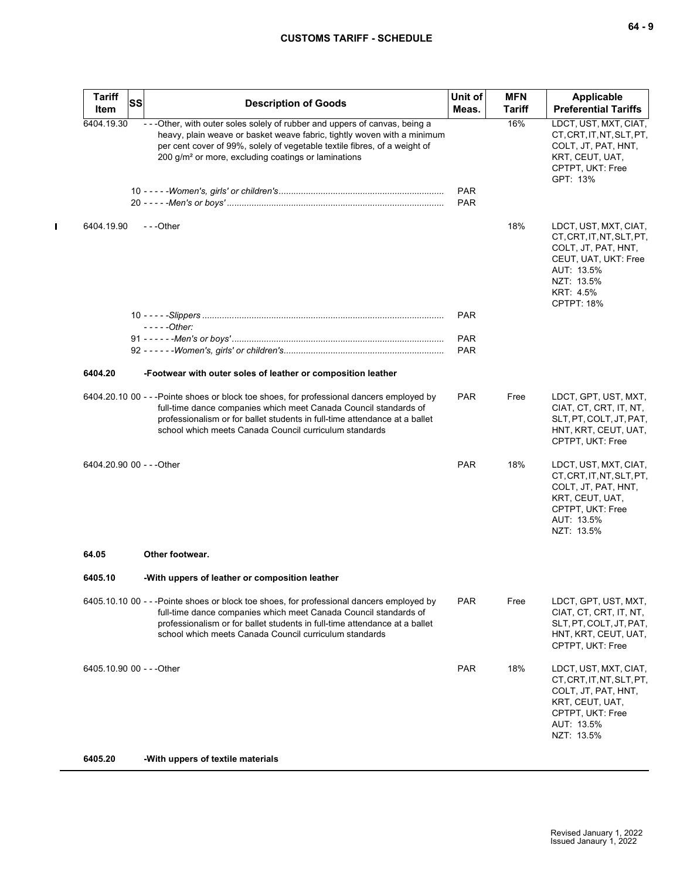| Tariff Item | SS | Description of Goods | Unit of Meas. | MFN Tariff | Applicable Preferential Tariffs |
|---|---|---|---|---|---|
| 6404.19.30 | | - - -Other, with outer soles solely of rubber and uppers of canvas, being a heavy, plain weave or basket weave fabric, tightly woven with a minimum per cent cover of 99%, solely of vegetable textile fibres, of a weight of 200 g/m² or more, excluding coatings or laminations | | 16% | LDCT, UST, MXT, CIAT, CT, CRT, IT, NT, SLT, PT, COLT, JT, PAT, HNT, KRT, CEUT, UAT, CPTPT, UKT: Free<br>GPT: 13% |
| | | 10 - - - - -*Women's, girls' or children's* | PAR | | |
| | | 20 - - - - -*Men's or boys'* | PAR | | |
| 6404.19.90 | | - - -Other | | 18% | LDCT, UST, MXT, CIAT, CT, CRT, IT, NT, SLT, PT, COLT, JT, PAT, HNT, CEUT, UAT, UKT: Free<br>AUT: 13.5%<br>NZT: 13.5%<br>KRT: 4.5%<br>CPTPT: 18% |
| | | 10 - - - - -*Slippers* | PAR | | |
| | | - - - - -*Other:* | | | |
| | | 91 - - - - - -*Men's or boys'* | PAR | | |
| | | 92 - - - - - -*Women's, girls' or children's* | PAR | | |
| **6404.20** | | **-Footwear with outer soles of leather or composition leather** | | | |
| 6404.20.10 | 00 | - - -Pointe shoes or block toe shoes, for professional dancers employed by full-time dance companies which meet Canada Council standards of professionalism or for ballet students in full-time attendance at a ballet school which meets Canada Council curriculum standards | PAR | Free | LDCT, GPT, UST, MXT, CIAT, CT, CRT, IT, NT, SLT, PT, COLT, JT, PAT, HNT, KRT, CEUT, UAT, CPTPT, UKT: Free |
| 6404.20.90 | 00 | - - -Other | PAR | 18% | LDCT, UST, MXT, CIAT, CT, CRT, IT, NT, SLT, PT, COLT, JT, PAT, HNT, KRT, CEUT, UAT, CPTPT, UKT: Free<br>AUT: 13.5%<br>NZT: 13.5% |
| **64.05** | | **Other footwear.** | | | |
| **6405.10** | | **-With uppers of leather or composition leather** | | | |
| 6405.10.10 | 00 | - - -Pointe shoes or block toe shoes, for professional dancers employed by full-time dance companies which meet Canada Council standards of professionalism or for ballet students in full-time attendance at a ballet school which meets Canada Council curriculum standards | PAR | Free | LDCT, GPT, UST, MXT, CIAT, CT, CRT, IT, NT, SLT, PT, COLT, JT, PAT, HNT, KRT, CEUT, UAT, CPTPT, UKT: Free |
| 6405.10.90 | 00 | - - -Other | PAR | 18% | LDCT, UST, MXT, CIAT, CT, CRT, IT, NT, SLT, PT, COLT, JT, PAT, HNT, KRT, CEUT, UAT, CPTPT, UKT: Free<br>AUT: 13.5%<br>NZT: 13.5% |
| **6405.20** | | **-With uppers of textile materials** | | | |

Revised January 1, 2022
Issued Janaury 1, 2022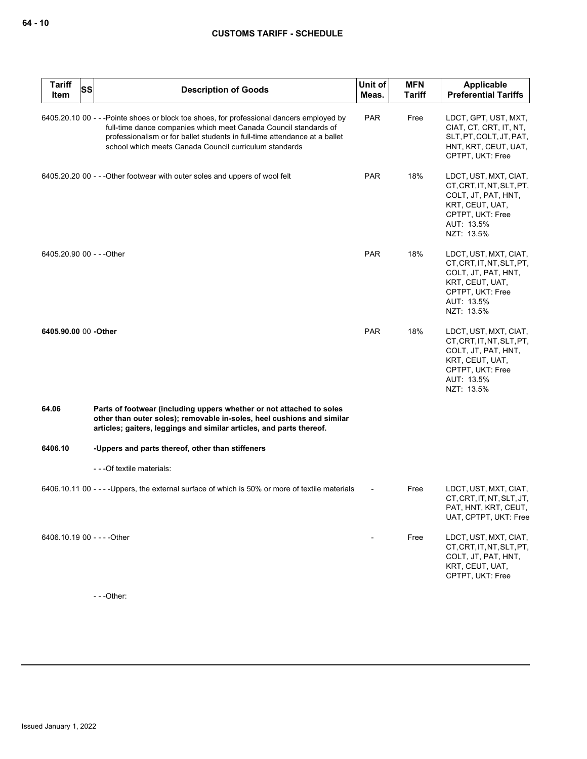| Tariff Item | SS | Description of Goods | Unit of Meas. | MFN Tariff | Applicable Preferential Tariffs |
|---|---|---|---|---|---|
| 6405.20.10 | 00 | - - -Pointe shoes or block toe shoes, for professional dancers employed by full-time dance companies which meet Canada Council standards of professionalism or for ballet students in full-time attendance at a ballet school which meets Canada Council curriculum standards | PAR | Free | LDCT, GPT, UST, MXT, CIAT, CT, CRT, IT, NT, SLT, PT, COLT, JT, PAT, HNT, KRT, CEUT, UAT, CPTPT, UKT: Free |
| 6405.20.20 | 00 | - - -Other footwear with outer soles and uppers of wool felt | PAR | 18% | LDCT, UST, MXT, CIAT, CT, CRT, IT, NT, SLT, PT, COLT, JT, PAT, HNT, KRT, CEUT, UAT, CPTPT, UKT: Free<br>AUT: 13.5%<br>NZT: 13.5% |
| 6405.20.90 | 00 | - - -Other | PAR | 18% | LDCT, UST, MXT, CIAT, CT, CRT, IT, NT, SLT, PT, COLT, JT, PAT, HNT, KRT, CEUT, UAT, CPTPT, UKT: Free<br>AUT: 13.5%<br>NZT: 13.5% |
| **6405.90.00** | 00 | **-Other** | PAR | 18% | LDCT, UST, MXT, CIAT, CT, CRT, IT, NT, SLT, PT, COLT, JT, PAT, HNT, KRT, CEUT, UAT, CPTPT, UKT: Free<br>AUT: 13.5%<br>NZT: 13.5% |
| **64.06** | | **Parts of footwear (including uppers whether or not attached to soles other than outer soles); removable in-soles, heel cushions and similar articles; gaiters, leggings and similar articles, and parts thereof.** | | | |
| **6406.10** | | **-Uppers and parts thereof, other than stiffeners** | | | |
| | | - - -Of textile materials: | | | |
| 6406.10.11 | 00 | - - - -Uppers, the external surface of which is 50% or more of textile materials | - | Free | LDCT, UST, MXT, CIAT, CT, CRT, IT, NT, SLT, JT, PAT, HNT, KRT, CEUT, UAT, CPTPT, UKT: Free |
| 6406.10.19 | 00 | - - - -Other | - | Free | LDCT, UST, MXT, CIAT, CT, CRT, IT, NT, SLT, PT, COLT, JT, PAT, HNT, KRT, CEUT, UAT, CPTPT, UKT: Free |
| | | - - -Other: | | | |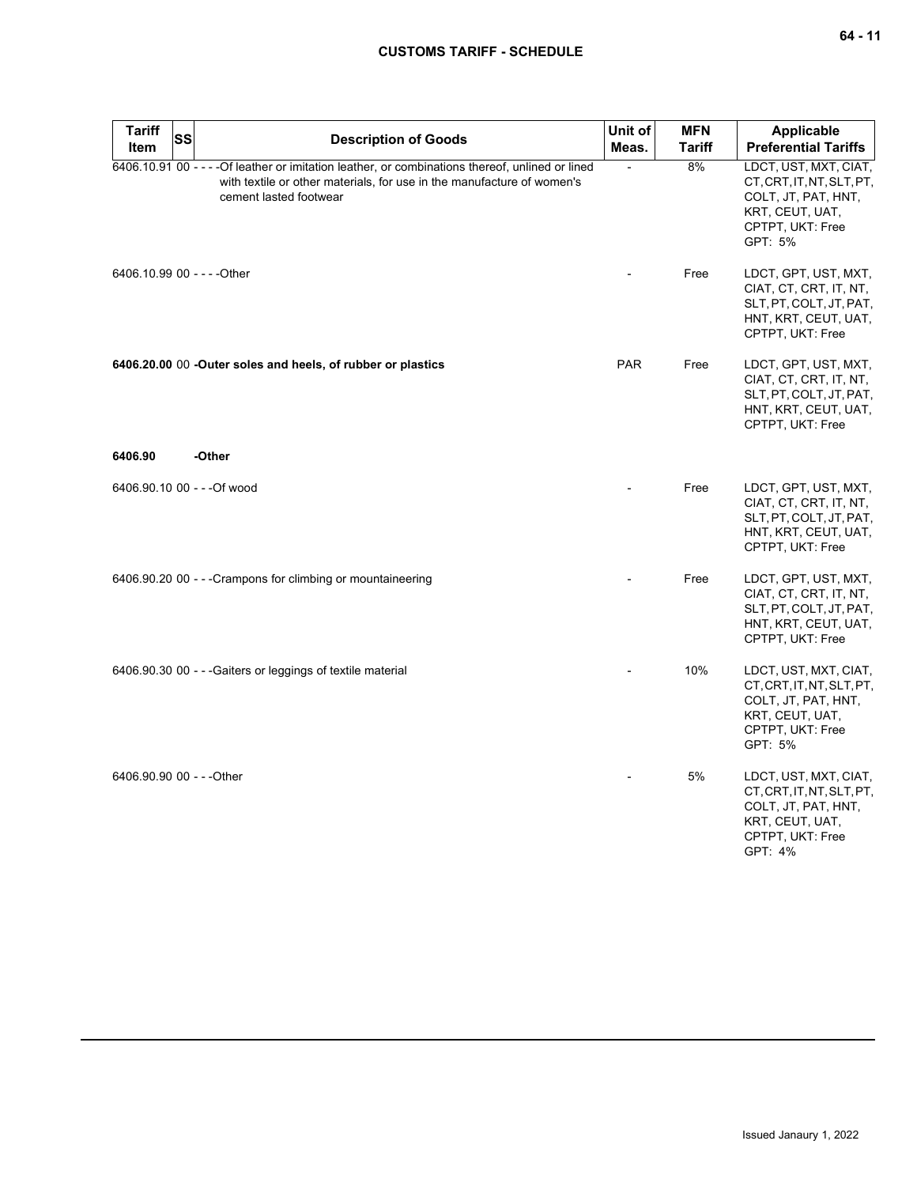| Tariff Item | SS | Description of Goods | Unit of Meas. | MFN Tariff | Applicable Preferential Tariffs |
|---|---|---|---|---|---|
| 6406.10.91 | 00 | - - - -Of leather or imitation leather, or combinations thereof, unlined or lined with textile or other materials, for use in the manufacture of women's cement lasted footwear | - | 8% | LDCT, UST, MXT, CIAT, CT, CRT, IT, NT, SLT, PT, COLT, JT, PAT, HNT, KRT, CEUT, UAT, CPTPT, UKT: Free<br>GPT: 5% |
| 6406.10.99 | 00 | - - - -Other | - | Free | LDCT, GPT, UST, MXT, CIAT, CT, CRT, IT, NT, SLT, PT, COLT, JT, PAT, HNT, KRT, CEUT, UAT, CPTPT, UKT: Free |
| **6406.20.00** | 00 | **-Outer soles and heels, of rubber or plastics** | PAR | Free | LDCT, GPT, UST, MXT, CIAT, CT, CRT, IT, NT, SLT, PT, COLT, JT, PAT, HNT, KRT, CEUT, UAT, CPTPT, UKT: Free |
| **6406.90** | | **-Other** | | | |
| 6406.90.10 | 00 | - - -Of wood | - | Free | LDCT, GPT, UST, MXT, CIAT, CT, CRT, IT, NT, SLT, PT, COLT, JT, PAT, HNT, KRT, CEUT, UAT, CPTPT, UKT: Free |
| 6406.90.20 | 00 | - - -Crampons for climbing or mountaineering | - | Free | LDCT, GPT, UST, MXT, CIAT, CT, CRT, IT, NT, SLT, PT, COLT, JT, PAT, HNT, KRT, CEUT, UAT, CPTPT, UKT: Free |
| 6406.90.30 | 00 | - - -Gaiters or leggings of textile material | - | 10% | LDCT, UST, MXT, CIAT, CT, CRT, IT, NT, SLT, PT, COLT, JT, PAT, HNT, KRT, CEUT, UAT, CPTPT, UKT: Free<br>GPT: 5% |
| 6406.90.90 | 00 | - - -Other | - | 5% | LDCT, UST, MXT, CIAT, CT, CRT, IT, NT, SLT, PT, COLT, JT, PAT, HNT, KRT, CEUT, UAT, CPTPT, UKT: Free<br>GPT: 4% |